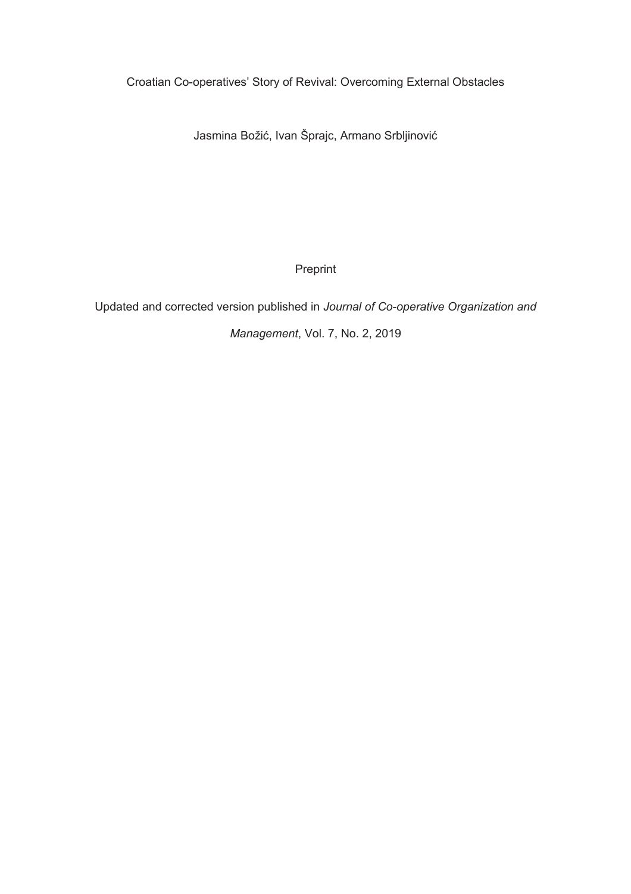# Croatian Co-operatives' Story of Revival: Overcoming External Obstacles

Jasmina Božić, Ivan Šprajc, Armano Srbljinović

Preprint

Updated and corrected version published in *Journal of Co-operative Organization and Management*, Vol. 7, No. 2, 2019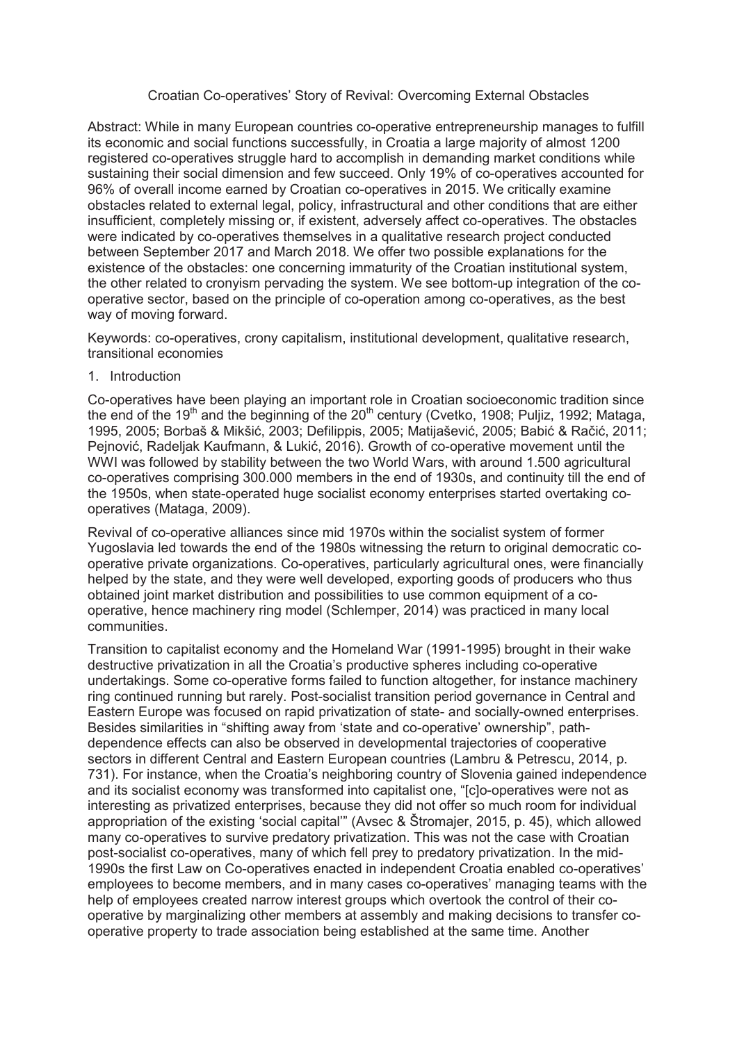Croatian Co-operatives' Story of Revival: Overcoming External Obstacles

Abstract: While in many European countries co-operative entrepreneurship manages to fulfill its economic and social functions successfully, in Croatia a large majority of almost 1200 registered co-operatives struggle hard to accomplish in demanding market conditions while sustaining their social dimension and few succeed. Only 19% of co-operatives accounted for 96% of overall income earned by Croatian co-operatives in 2015. We critically examine obstacles related to external legal, policy, infrastructural and other conditions that are either insufficient, completely missing or, if existent, adversely affect co-operatives. The obstacles were indicated by co-operatives themselves in a qualitative research project conducted between September 2017 and March 2018. We offer two possible explanations for the existence of the obstacles: one concerning immaturity of the Croatian institutional system, the other related to cronyism pervading the system. We see bottom-up integration of the co-operative sector, based on the principle of co-operation among co-operatives, as the best way of moving forward.

Keywords: co-operatives, crony capitalism, institutional development, qualitative research, transitional economies

1. Introduction

Co-operatives have been playing an important role in Croatian socioeconomic tradition since the end of the 19th and the beginning of the 20th century (Cvetko, 1908; Puljiz, 1992; Mataga, 1995, 2005; Borbaš & Mikšić, 2003; Defilippis, 2005; Matijašević, 2005; Babić & Račić, 2011; Pejnović, Radeljak Kaufmann, & Lukić, 2016). Growth of co-operative movement until the WWI was followed by stability between the two World Wars, with around 1.500 agricultural co-operatives comprising 300.000 members in the end of 1930s, and continuity till the end of the 1950s, when state-operated huge socialist economy enterprises started overtaking co-operatives (Mataga, 2009).

Revival of co-operative alliances since mid 1970s within the socialist system of former Yugoslavia led towards the end of the 1980s witnessing the return to original democratic co-operative private organizations. Co-operatives, particularly agricultural ones, were financially helped by the state, and they were well developed, exporting goods of producers who thus obtained joint market distribution and possibilities to use common equipment of a co-operative, hence machinery ring model (Schlemper, 2014) was practiced in many local communities.

Transition to capitalist economy and the Homeland War (1991-1995) brought in their wake destructive privatization in all the Croatia's productive spheres including co-operative undertakings. Some co-operative forms failed to function altogether, for instance machinery ring continued running but rarely. Post-socialist transition period governance in Central and Eastern Europe was focused on rapid privatization of state- and socially-owned enterprises. Besides similarities in "shifting away from 'state and co-operative' ownership", path-dependence effects can also be observed in developmental trajectories of cooperative sectors in different Central and Eastern European countries (Lambru & Petrescu, 2014, p. 731). For instance, when the Croatia's neighboring country of Slovenia gained independence and its socialist economy was transformed into capitalist one, "[c]o-operatives were not as interesting as privatized enterprises, because they did not offer so much room for individual appropriation of the existing 'social capital'" (Avsec & Štromajer, 2015, p. 45), which allowed many co-operatives to survive predatory privatization. This was not the case with Croatian post-socialist co-operatives, many of which fell prey to predatory privatization. In the mid-1990s the first Law on Co-operatives enacted in independent Croatia enabled co-operatives' employees to become members, and in many cases co-operatives' managing teams with the help of employees created narrow interest groups which overtook the control of their co-operative by marginalizing other members at assembly and making decisions to transfer co-operative property to trade association being established at the same time. Another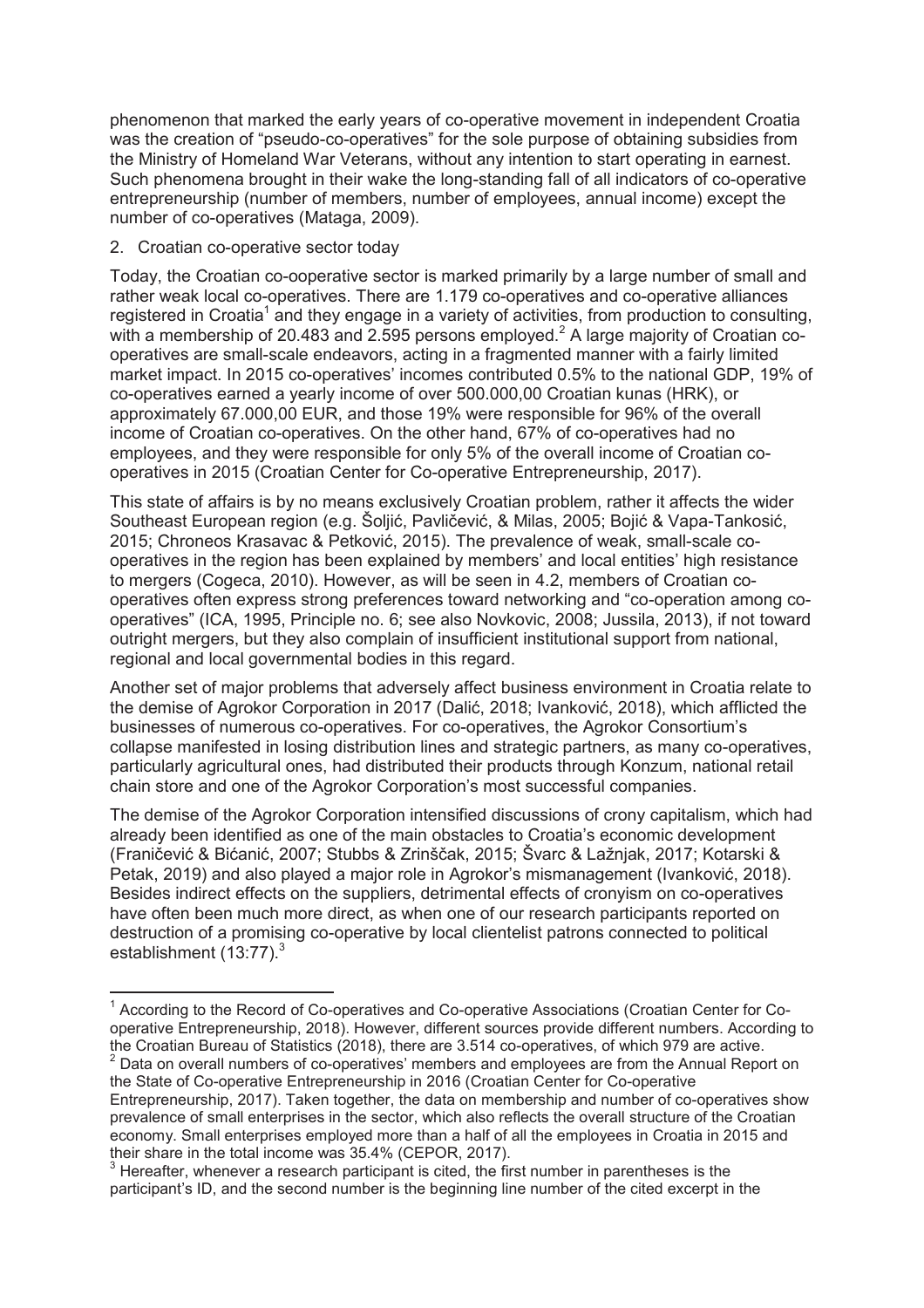phenomenon that marked the early years of co-operative movement in independent Croatia was the creation of "pseudo-co-operatives" for the sole purpose of obtaining subsidies from the Ministry of Homeland War Veterans, without any intention to start operating in earnest. Such phenomena brought in their wake the long-standing fall of all indicators of co-operative entrepreneurship (number of members, number of employees, annual income) except the number of co-operatives (Mataga, 2009).

## 2. Croatian co-operative sector today

Today, the Croatian co-ooperative sector is marked primarily by a large number of small and rather weak local co-operatives. There are 1.179 co-operatives and co-operative alliances registered in Croatia[1] and they engage in a variety of activities, from production to consulting, with a membership of 20.483 and 2.595 persons employed.[2] A large majority of Croatian co-operatives are small-scale endeavors, acting in a fragmented manner with a fairly limited market impact. In 2015 co-operatives' incomes contributed 0.5% to the national GDP, 19% of co-operatives earned a yearly income of over 500.000,00 Croatian kunas (HRK), or approximately 67.000,00 EUR, and those 19% were responsible for 96% of the overall income of Croatian co-operatives. On the other hand, 67% of co-operatives had no employees, and they were responsible for only 5% of the overall income of Croatian co-operatives in 2015 (Croatian Center for Co-operative Entrepreneurship, 2017).

This state of affairs is by no means exclusively Croatian problem, rather it affects the wider Southeast European region (e.g. Šoljić, Pavličević, & Milas, 2005; Bojić & Vapa-Tankosić, 2015; Chroneos Krasavac & Petković, 2015). The prevalence of weak, small-scale co-operatives in the region has been explained by members' and local entities' high resistance to mergers (Cogeca, 2010). However, as will be seen in 4.2, members of Croatian co-operatives often express strong preferences toward networking and "co-operation among co-operatives" (ICA, 1995, Principle no. 6; see also Novkovic, 2008; Jussila, 2013), if not toward outright mergers, but they also complain of insufficient institutional support from national, regional and local governmental bodies in this regard.

Another set of major problems that adversely affect business environment in Croatia relate to the demise of Agrokor Corporation in 2017 (Dalić, 2018; Ivanković, 2018), which afflicted the businesses of numerous co-operatives. For co-operatives, the Agrokor Consortium's collapse manifested in losing distribution lines and strategic partners, as many co-operatives, particularly agricultural ones, had distributed their products through Konzum, national retail chain store and one of the Agrokor Corporation's most successful companies.

The demise of the Agrokor Corporation intensified discussions of crony capitalism, which had already been identified as one of the main obstacles to Croatia's economic development (Franičević & Bićanić, 2007; Stubbs & Zrinščak, 2015; Švarc & Lažnjak, 2017; Kotarski & Petak, 2019) and also played a major role in Agrokor's mismanagement (Ivanković, 2018). Besides indirect effects on the suppliers, detrimental effects of cronyism on co-operatives have often been much more direct, as when one of our research participants reported on destruction of a promising co-operative by local clientelist patrons connected to political establishment (13:77).[3]

---

[1] According to the Record of Co-operatives and Co-operative Associations (Croatian Center for Co-operative Entrepreneurship, 2018). However, different sources provide different numbers. According to the Croatian Bureau of Statistics (2018), there are 3.514 co-operatives, of which 979 are active.

[2] Data on overall numbers of co-operatives' members and employees are from the Annual Report on the State of Co-operative Entrepreneurship in 2016 (Croatian Center for Co-operative Entrepreneurship, 2017). Taken together, the data on membership and number of co-operatives show prevalence of small enterprises in the sector, which also reflects the overall structure of the Croatian economy. Small enterprises employed more than a half of all the employees in Croatia in 2015 and their share in the total income was 35.4% (CEPOR, 2017).

[3] Hereafter, whenever a research participant is cited, the first number in parentheses is the participant's ID, and the second number is the beginning line number of the cited excerpt in the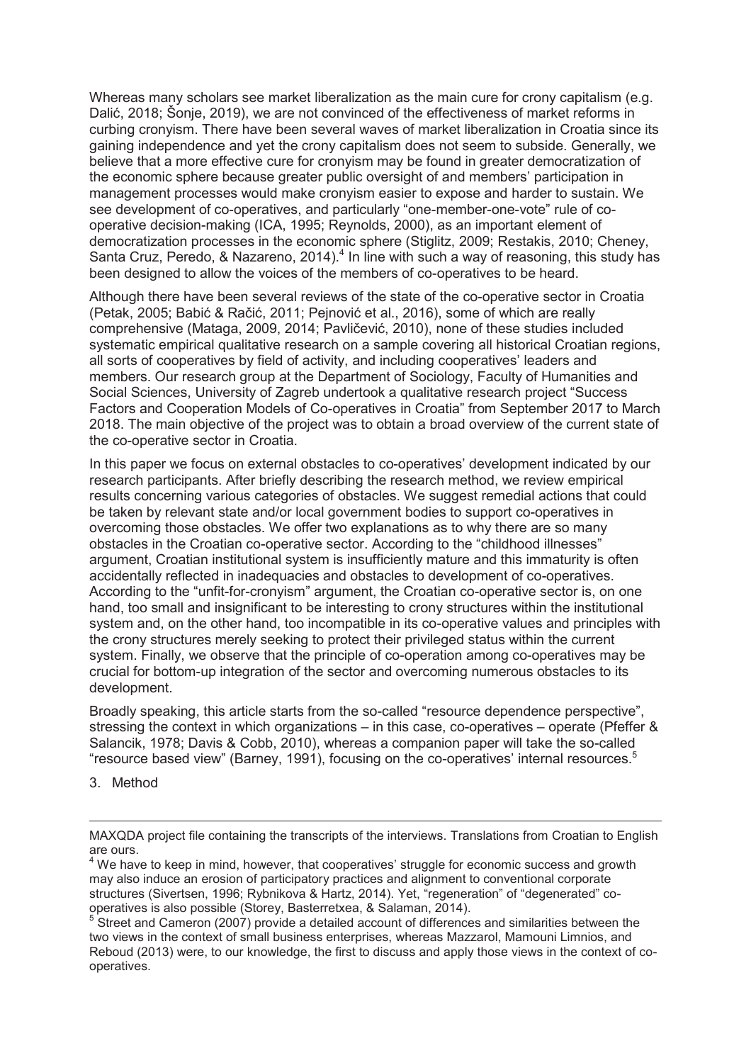Whereas many scholars see market liberalization as the main cure for crony capitalism (e.g. Dalić, 2018; Šonje, 2019), we are not convinced of the effectiveness of market reforms in curbing cronyism. There have been several waves of market liberalization in Croatia since its gaining independence and yet the crony capitalism does not seem to subside. Generally, we believe that a more effective cure for cronyism may be found in greater democratization of the economic sphere because greater public oversight of and members' participation in management processes would make cronyism easier to expose and harder to sustain. We see development of co-operatives, and particularly "one-member-one-vote" rule of co-operative decision-making (ICA, 1995; Reynolds, 2000), as an important element of democratization processes in the economic sphere (Stiglitz, 2009; Restakis, 2010; Cheney, Santa Cruz, Peredo, & Nazareno, 2014).[4] In line with such a way of reasoning, this study has been designed to allow the voices of the members of co-operatives to be heard.

Although there have been several reviews of the state of the co-operative sector in Croatia (Petak, 2005; Babić & Račić, 2011; Pejnović et al., 2016), some of which are really comprehensive (Mataga, 2009, 2014; Pavličević, 2010), none of these studies included systematic empirical qualitative research on a sample covering all historical Croatian regions, all sorts of cooperatives by field of activity, and including cooperatives' leaders and members. Our research group at the Department of Sociology, Faculty of Humanities and Social Sciences, University of Zagreb undertook a qualitative research project "Success Factors and Cooperation Models of Co-operatives in Croatia" from September 2017 to March 2018. The main objective of the project was to obtain a broad overview of the current state of the co-operative sector in Croatia.

In this paper we focus on external obstacles to co-operatives' development indicated by our research participants. After briefly describing the research method, we review empirical results concerning various categories of obstacles. We suggest remedial actions that could be taken by relevant state and/or local government bodies to support co-operatives in overcoming those obstacles. We offer two explanations as to why there are so many obstacles in the Croatian co-operative sector. According to the "childhood illnesses" argument, Croatian institutional system is insufficiently mature and this immaturity is often accidentally reflected in inadequacies and obstacles to development of co-operatives. According to the "unfit-for-cronyism" argument, the Croatian co-operative sector is, on one hand, too small and insignificant to be interesting to crony structures within the institutional system and, on the other hand, too incompatible in its co-operative values and principles with the crony structures merely seeking to protect their privileged status within the current system. Finally, we observe that the principle of co-operation among co-operatives may be crucial for bottom-up integration of the sector and overcoming numerous obstacles to its development.

Broadly speaking, this article starts from the so-called "resource dependence perspective", stressing the context in which organizations – in this case, co-operatives – operate (Pfeffer & Salancik, 1978; Davis & Cobb, 2010), whereas a companion paper will take the so-called "resource based view" (Barney, 1991), focusing on the co-operatives' internal resources.[5]

## 3. Method

---

MAXQDA project file containing the transcripts of the interviews. Translations from Croatian to English are ours.

[4] We have to keep in mind, however, that cooperatives' struggle for economic success and growth may also induce an erosion of participatory practices and alignment to conventional corporate structures (Sivertsen, 1996; Rybnikova & Hartz, 2014). Yet, "regeneration" of "degenerated" co-operatives is also possible (Storey, Basterretxea, & Salaman, 2014).

[5] Street and Cameron (2007) provide a detailed account of differences and similarities between the two views in the context of small business enterprises, whereas Mazzarol, Mamouni Limnios, and Reboud (2013) were, to our knowledge, the first to discuss and apply those views in the context of co-operatives.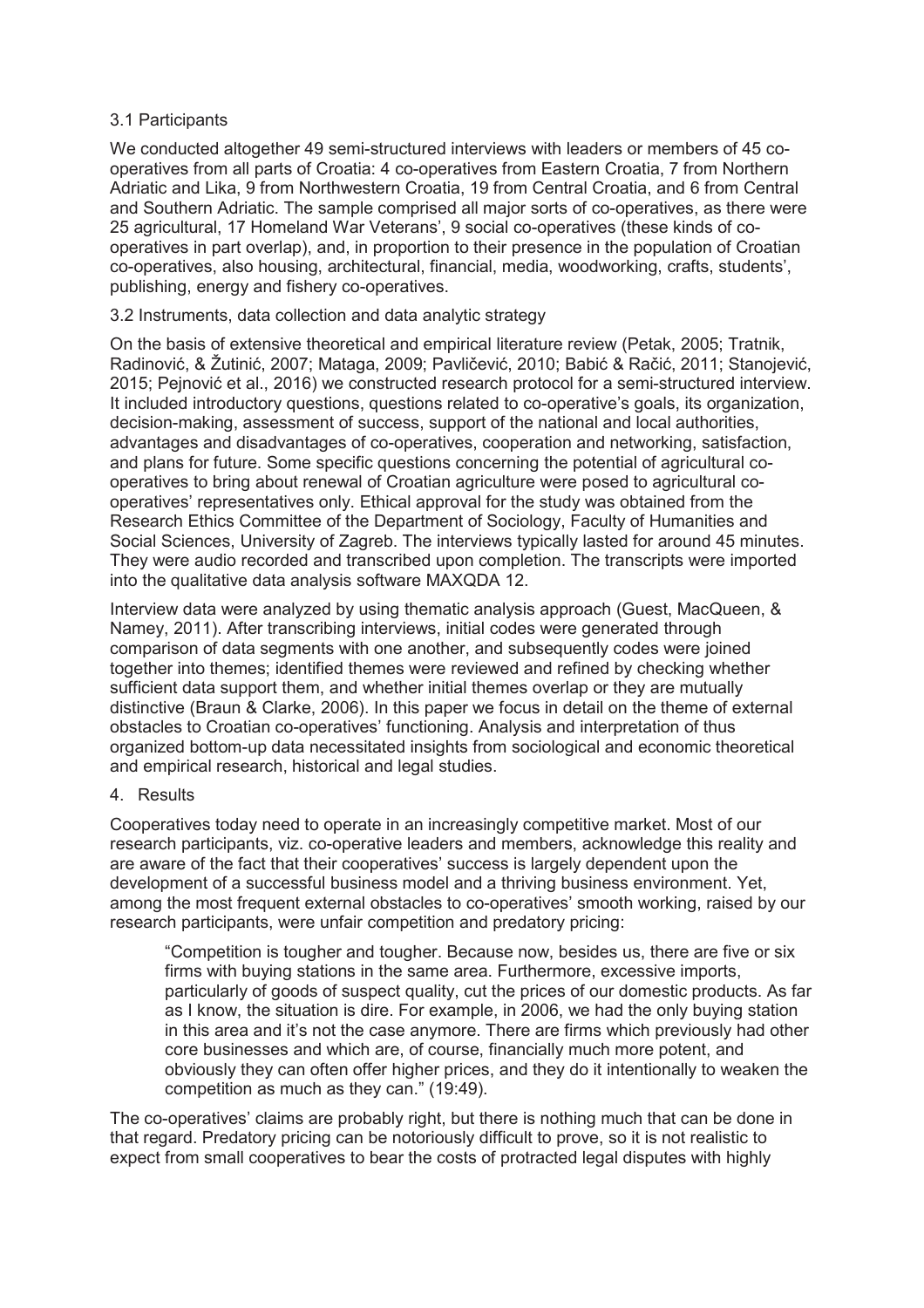### 3.1 Participants

We conducted altogether 49 semi-structured interviews with leaders or members of 45 co-operatives from all parts of Croatia: 4 co-operatives from Eastern Croatia, 7 from Northern Adriatic and Lika, 9 from Northwestern Croatia, 19 from Central Croatia, and 6 from Central and Southern Adriatic. The sample comprised all major sorts of co-operatives, as there were 25 agricultural, 17 Homeland War Veterans', 9 social co-operatives (these kinds of co-operatives in part overlap), and, in proportion to their presence in the population of Croatian co-operatives, also housing, architectural, financial, media, woodworking, crafts, students', publishing, energy and fishery co-operatives.

### 3.2 Instruments, data collection and data analytic strategy

On the basis of extensive theoretical and empirical literature review (Petak, 2005; Tratnik, Radinović, & Žutinić, 2007; Mataga, 2009; Pavličević, 2010; Babić & Račić, 2011; Stanojević, 2015; Pejnović et al., 2016) we constructed research protocol for a semi-structured interview. It included introductory questions, questions related to co-operative's goals, its organization, decision-making, assessment of success, support of the national and local authorities, advantages and disadvantages of co-operatives, cooperation and networking, satisfaction, and plans for future. Some specific questions concerning the potential of agricultural co-operatives to bring about renewal of Croatian agriculture were posed to agricultural co-operatives' representatives only. Ethical approval for the study was obtained from the Research Ethics Committee of the Department of Sociology, Faculty of Humanities and Social Sciences, University of Zagreb. The interviews typically lasted for around 45 minutes. They were audio recorded and transcribed upon completion. The transcripts were imported into the qualitative data analysis software MAXQDA 12.

Interview data were analyzed by using thematic analysis approach (Guest, MacQueen, & Namey, 2011). After transcribing interviews, initial codes were generated through comparison of data segments with one another, and subsequently codes were joined together into themes; identified themes were reviewed and refined by checking whether sufficient data support them, and whether initial themes overlap or they are mutually distinctive (Braun & Clarke, 2006). In this paper we focus in detail on the theme of external obstacles to Croatian co-operatives' functioning. Analysis and interpretation of thus organized bottom-up data necessitated insights from sociological and economic theoretical and empirical research, historical and legal studies.

## 4. Results

Cooperatives today need to operate in an increasingly competitive market. Most of our research participants, viz. co-operative leaders and members, acknowledge this reality and are aware of the fact that their cooperatives' success is largely dependent upon the development of a successful business model and a thriving business environment. Yet, among the most frequent external obstacles to co-operatives' smooth working, raised by our research participants, were unfair competition and predatory pricing:

> "Competition is tougher and tougher. Because now, besides us, there are five or six firms with buying stations in the same area. Furthermore, excessive imports, particularly of goods of suspect quality, cut the prices of our domestic products. As far as I know, the situation is dire. For example, in 2006, we had the only buying station in this area and it's not the case anymore. There are firms which previously had other core businesses and which are, of course, financially much more potent, and obviously they can often offer higher prices, and they do it intentionally to weaken the competition as much as they can." (19:49).

The co-operatives' claims are probably right, but there is nothing much that can be done in that regard. Predatory pricing can be notoriously difficult to prove, so it is not realistic to expect from small cooperatives to bear the costs of protracted legal disputes with highly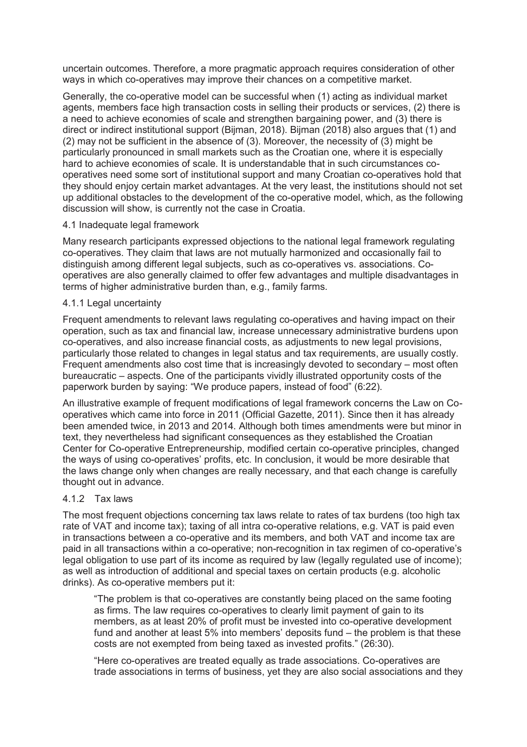uncertain outcomes. Therefore, a more pragmatic approach requires consideration of other ways in which co-operatives may improve their chances on a competitive market.

Generally, the co-operative model can be successful when (1) acting as individual market agents, members face high transaction costs in selling their products or services, (2) there is a need to achieve economies of scale and strengthen bargaining power, and (3) there is direct or indirect institutional support (Bijman, 2018). Bijman (2018) also argues that (1) and (2) may not be sufficient in the absence of (3). Moreover, the necessity of (3) might be particularly pronounced in small markets such as the Croatian one, where it is especially hard to achieve economies of scale. It is understandable that in such circumstances co-operatives need some sort of institutional support and many Croatian co-operatives hold that they should enjoy certain market advantages. At the very least, the institutions should not set up additional obstacles to the development of the co-operative model, which, as the following discussion will show, is currently not the case in Croatia.

### 4.1 Inadequate legal framework

Many research participants expressed objections to the national legal framework regulating co-operatives. They claim that laws are not mutually harmonized and occasionally fail to distinguish among different legal subjects, such as co-operatives vs. associations. Co-operatives are also generally claimed to offer few advantages and multiple disadvantages in terms of higher administrative burden than, e.g., family farms.

#### 4.1.1 Legal uncertainty

Frequent amendments to relevant laws regulating co-operatives and having impact on their operation, such as tax and financial law, increase unnecessary administrative burdens upon co-operatives, and also increase financial costs, as adjustments to new legal provisions, particularly those related to changes in legal status and tax requirements, are usually costly. Frequent amendments also cost time that is increasingly devoted to secondary – most often bureaucratic – aspects. One of the participants vividly illustrated opportunity costs of the paperwork burden by saying: "We produce papers, instead of food" (6:22).

An illustrative example of frequent modifications of legal framework concerns the Law on Co-operatives which came into force in 2011 (Official Gazette, 2011). Since then it has already been amended twice, in 2013 and 2014. Although both times amendments were but minor in text, they nevertheless had significant consequences as they established the Croatian Center for Co-operative Entrepreneurship, modified certain co-operative principles, changed the ways of using co-operatives' profits, etc. In conclusion, it would be more desirable that the laws change only when changes are really necessary, and that each change is carefully thought out in advance.

#### 4.1.2 Tax laws

The most frequent objections concerning tax laws relate to rates of tax burdens (too high tax rate of VAT and income tax); taxing of all intra co-operative relations, e.g. VAT is paid even in transactions between a co-operative and its members, and both VAT and income tax are paid in all transactions within a co-operative; non-recognition in tax regimen of co-operative's legal obligation to use part of its income as required by law (legally regulated use of income); as well as introduction of additional and special taxes on certain products (e.g. alcoholic drinks). As co-operative members put it:

> "The problem is that co-operatives are constantly being placed on the same footing as firms. The law requires co-operatives to clearly limit payment of gain to its members, as at least 20% of profit must be invested into co-operative development fund and another at least 5% into members' deposits fund – the problem is that these costs are not exempted from being taxed as invested profits." (26:30).

> "Here co-operatives are treated equally as trade associations. Co-operatives are trade associations in terms of business, yet they are also social associations and they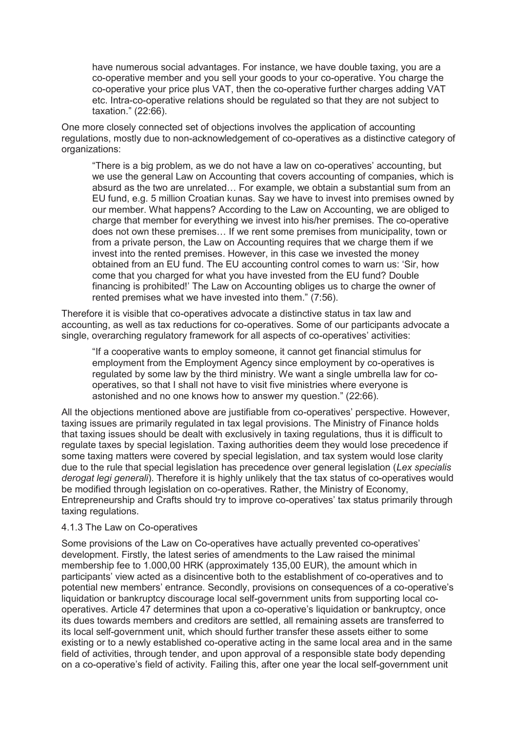> have numerous social advantages. For instance, we have double taxing, you are a co-operative member and you sell your goods to your co-operative. You charge the co-operative your price plus VAT, then the co-operative further charges adding VAT etc. Intra-co-operative relations should be regulated so that they are not subject to taxation." (22:66).

One more closely connected set of objections involves the application of accounting regulations, mostly due to non-acknowledgement of co-operatives as a distinctive category of organizations:

> "There is a big problem, as we do not have a law on co-operatives' accounting, but we use the general Law on Accounting that covers accounting of companies, which is absurd as the two are unrelated… For example, we obtain a substantial sum from an EU fund, e.g. 5 million Croatian kunas. Say we have to invest into premises owned by our member. What happens? According to the Law on Accounting, we are obliged to charge that member for everything we invest into his/her premises. The co-operative does not own these premises… If we rent some premises from municipality, town or from a private person, the Law on Accounting requires that we charge them if we invest into the rented premises. However, in this case we invested the money obtained from an EU fund. The EU accounting control comes to warn us: 'Sir, how come that you charged for what you have invested from the EU fund? Double financing is prohibited!' The Law on Accounting obliges us to charge the owner of rented premises what we have invested into them." (7:56).

Therefore it is visible that co-operatives advocate a distinctive status in tax law and accounting, as well as tax reductions for co-operatives. Some of our participants advocate a single, overarching regulatory framework for all aspects of co-operatives' activities:

> "If a cooperative wants to employ someone, it cannot get financial stimulus for employment from the Employment Agency since employment by co-operatives is regulated by some law by the third ministry. We want a single umbrella law for co-operatives, so that I shall not have to visit five ministries where everyone is astonished and no one knows how to answer my question." (22:66).

All the objections mentioned above are justifiable from co-operatives' perspective. However, taxing issues are primarily regulated in tax legal provisions. The Ministry of Finance holds that taxing issues should be dealt with exclusively in taxing regulations, thus it is difficult to regulate taxes by special legislation. Taxing authorities deem they would lose precedence if some taxing matters were covered by special legislation, and tax system would lose clarity due to the rule that special legislation has precedence over general legislation (*Lex specialis derogat legi generali*). Therefore it is highly unlikely that the tax status of co-operatives would be modified through legislation on co-operatives. Rather, the Ministry of Economy, Entrepreneurship and Crafts should try to improve co-operatives' tax status primarily through taxing regulations.

#### 4.1.3 The Law on Co-operatives

Some provisions of the Law on Co-operatives have actually prevented co-operatives' development. Firstly, the latest series of amendments to the Law raised the minimal membership fee to 1.000,00 HRK (approximately 135,00 EUR), the amount which in participants' view acted as a disincentive both to the establishment of co-operatives and to potential new members' entrance. Secondly, provisions on consequences of a co-operative's liquidation or bankruptcy discourage local self-government units from supporting local co-operatives. Article 47 determines that upon a co-operative's liquidation or bankruptcy, once its dues towards members and creditors are settled, all remaining assets are transferred to its local self-government unit, which should further transfer these assets either to some existing or to a newly established co-operative acting in the same local area and in the same field of activities, through tender, and upon approval of a responsible state body depending on a co-operative's field of activity. Failing this, after one year the local self-government unit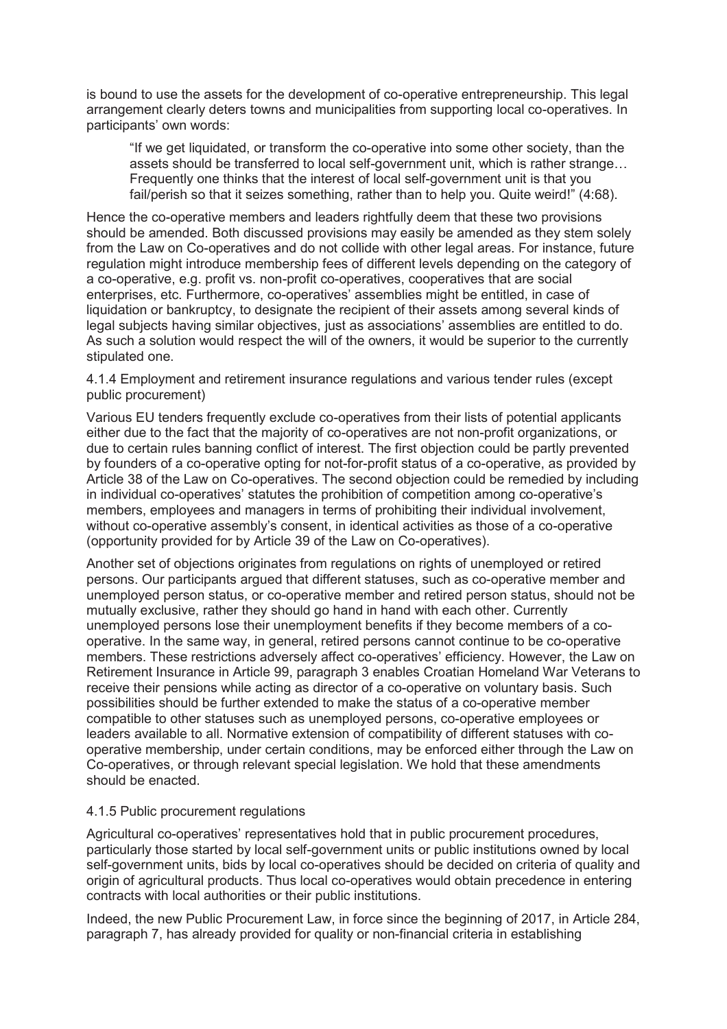is bound to use the assets for the development of co-operative entrepreneurship. This legal arrangement clearly deters towns and municipalities from supporting local co-operatives. In participants' own words:

> "If we get liquidated, or transform the co-operative into some other society, than the assets should be transferred to local self-government unit, which is rather strange… Frequently one thinks that the interest of local self-government unit is that you fail/perish so that it seizes something, rather than to help you. Quite weird!" (4:68).

Hence the co-operative members and leaders rightfully deem that these two provisions should be amended. Both discussed provisions may easily be amended as they stem solely from the Law on Co-operatives and do not collide with other legal areas. For instance, future regulation might introduce membership fees of different levels depending on the category of a co-operative, e.g. profit vs. non-profit co-operatives, cooperatives that are social enterprises, etc. Furthermore, co-operatives' assemblies might be entitled, in case of liquidation or bankruptcy, to designate the recipient of their assets among several kinds of legal subjects having similar objectives, just as associations' assemblies are entitled to do. As such a solution would respect the will of the owners, it would be superior to the currently stipulated one.

#### 4.1.4 Employment and retirement insurance regulations and various tender rules (except public procurement)

Various EU tenders frequently exclude co-operatives from their lists of potential applicants either due to the fact that the majority of co-operatives are not non-profit organizations, or due to certain rules banning conflict of interest. The first objection could be partly prevented by founders of a co-operative opting for not-for-profit status of a co-operative, as provided by Article 38 of the Law on Co-operatives. The second objection could be remedied by including in individual co-operatives' statutes the prohibition of competition among co-operative's members, employees and managers in terms of prohibiting their individual involvement, without co-operative assembly's consent, in identical activities as those of a co-operative (opportunity provided for by Article 39 of the Law on Co-operatives).

Another set of objections originates from regulations on rights of unemployed or retired persons. Our participants argued that different statuses, such as co-operative member and unemployed person status, or co-operative member and retired person status, should not be mutually exclusive, rather they should go hand in hand with each other. Currently unemployed persons lose their unemployment benefits if they become members of a co-operative. In the same way, in general, retired persons cannot continue to be co-operative members. These restrictions adversely affect co-operatives' efficiency. However, the Law on Retirement Insurance in Article 99, paragraph 3 enables Croatian Homeland War Veterans to receive their pensions while acting as director of a co-operative on voluntary basis. Such possibilities should be further extended to make the status of a co-operative member compatible to other statuses such as unemployed persons, co-operative employees or leaders available to all. Normative extension of compatibility of different statuses with co-operative membership, under certain conditions, may be enforced either through the Law on Co-operatives, or through relevant special legislation. We hold that these amendments should be enacted.

#### 4.1.5 Public procurement regulations

Agricultural co-operatives' representatives hold that in public procurement procedures, particularly those started by local self-government units or public institutions owned by local self-government units, bids by local co-operatives should be decided on criteria of quality and origin of agricultural products. Thus local co-operatives would obtain precedence in entering contracts with local authorities or their public institutions.

Indeed, the new Public Procurement Law, in force since the beginning of 2017, in Article 284, paragraph 7, has already provided for quality or non-financial criteria in establishing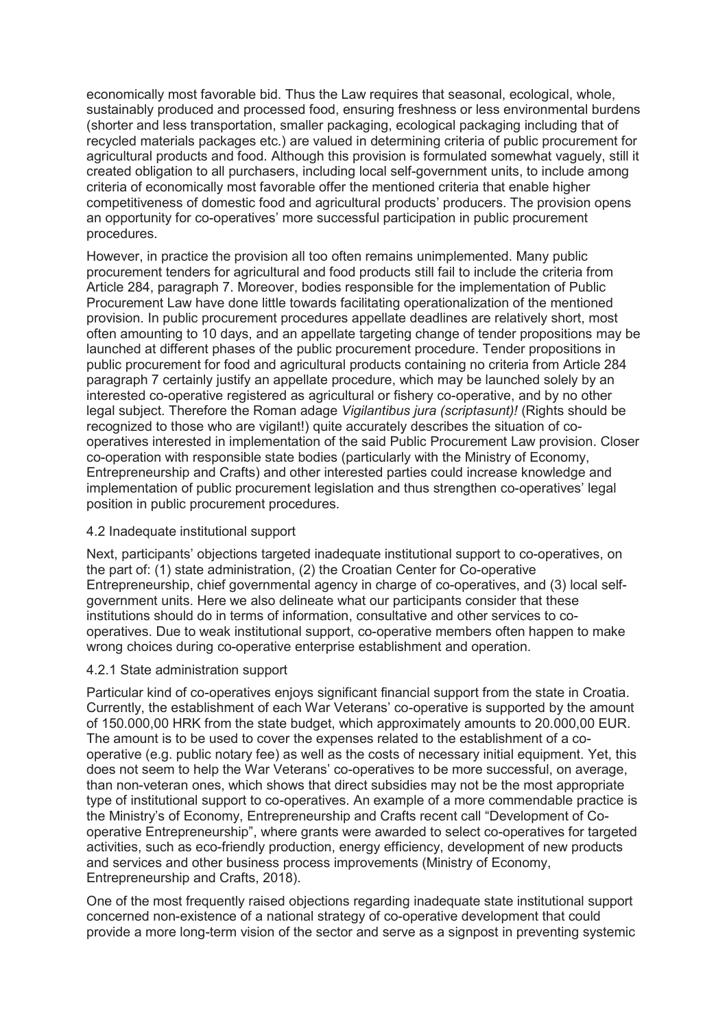economically most favorable bid. Thus the Law requires that seasonal, ecological, whole, sustainably produced and processed food, ensuring freshness or less environmental burdens (shorter and less transportation, smaller packaging, ecological packaging including that of recycled materials packages etc.) are valued in determining criteria of public procurement for agricultural products and food. Although this provision is formulated somewhat vaguely, still it created obligation to all purchasers, including local self-government units, to include among criteria of economically most favorable offer the mentioned criteria that enable higher competitiveness of domestic food and agricultural products' producers. The provision opens an opportunity for co-operatives' more successful participation in public procurement procedures.

However, in practice the provision all too often remains unimplemented. Many public procurement tenders for agricultural and food products still fail to include the criteria from Article 284, paragraph 7. Moreover, bodies responsible for the implementation of Public Procurement Law have done little towards facilitating operationalization of the mentioned provision. In public procurement procedures appellate deadlines are relatively short, most often amounting to 10 days, and an appellate targeting change of tender propositions may be launched at different phases of the public procurement procedure. Tender propositions in public procurement for food and agricultural products containing no criteria from Article 284 paragraph 7 certainly justify an appellate procedure, which may be launched solely by an interested co-operative registered as agricultural or fishery co-operative, and by no other legal subject. Therefore the Roman adage *Vigilantibus jura (scriptasunt)!* (Rights should be recognized to those who are vigilant!) quite accurately describes the situation of co-operatives interested in implementation of the said Public Procurement Law provision. Closer co-operation with responsible state bodies (particularly with the Ministry of Economy, Entrepreneurship and Crafts) and other interested parties could increase knowledge and implementation of public procurement legislation and thus strengthen co-operatives' legal position in public procurement procedures.

### 4.2 Inadequate institutional support

Next, participants' objections targeted inadequate institutional support to co-operatives, on the part of: (1) state administration, (2) the Croatian Center for Co-operative Entrepreneurship, chief governmental agency in charge of co-operatives, and (3) local self-government units. Here we also delineate what our participants consider that these institutions should do in terms of information, consultative and other services to co-operatives. Due to weak institutional support, co-operative members often happen to make wrong choices during co-operative enterprise establishment and operation.

#### 4.2.1 State administration support

Particular kind of co-operatives enjoys significant financial support from the state in Croatia. Currently, the establishment of each War Veterans' co-operative is supported by the amount of 150.000,00 HRK from the state budget, which approximately amounts to 20.000,00 EUR. The amount is to be used to cover the expenses related to the establishment of a co-operative (e.g. public notary fee) as well as the costs of necessary initial equipment. Yet, this does not seem to help the War Veterans' co-operatives to be more successful, on average, than non-veteran ones, which shows that direct subsidies may not be the most appropriate type of institutional support to co-operatives. An example of a more commendable practice is the Ministry's of Economy, Entrepreneurship and Crafts recent call "Development of Co-operative Entrepreneurship", where grants were awarded to select co-operatives for targeted activities, such as eco-friendly production, energy efficiency, development of new products and services and other business process improvements (Ministry of Economy, Entrepreneurship and Crafts, 2018).

One of the most frequently raised objections regarding inadequate state institutional support concerned non-existence of a national strategy of co-operative development that could provide a more long-term vision of the sector and serve as a signpost in preventing systemic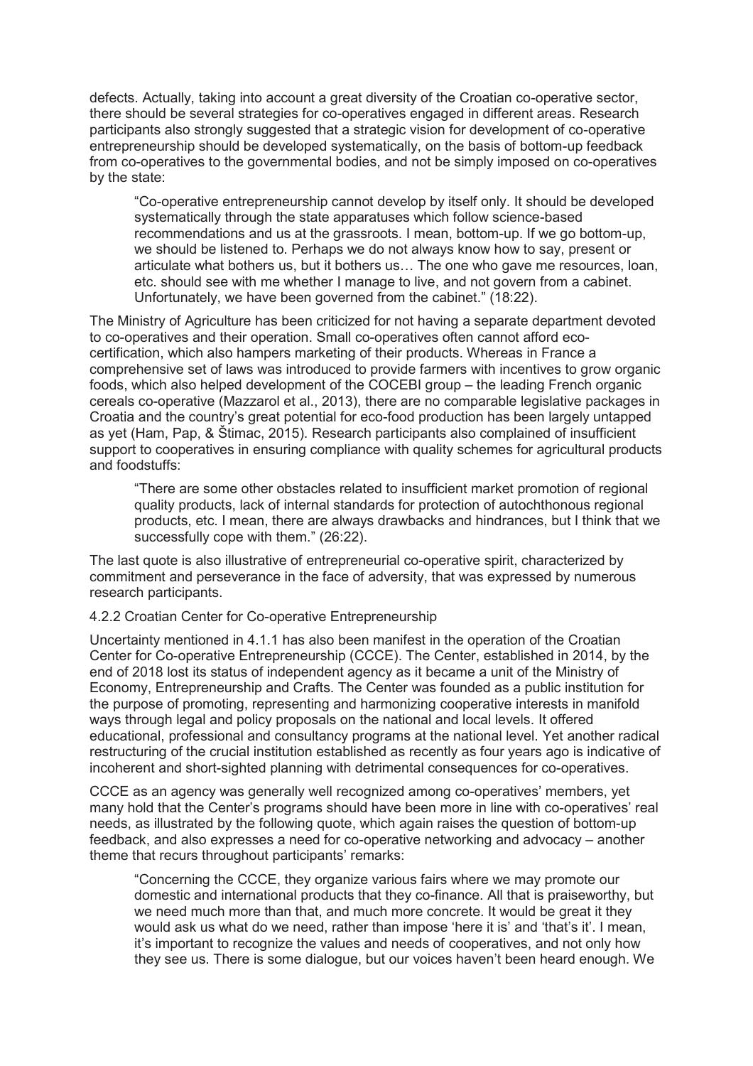defects. Actually, taking into account a great diversity of the Croatian co-operative sector, there should be several strategies for co-operatives engaged in different areas. Research participants also strongly suggested that a strategic vision for development of co-operative entrepreneurship should be developed systematically, on the basis of bottom-up feedback from co-operatives to the governmental bodies, and not be simply imposed on co-operatives by the state:

> "Co-operative entrepreneurship cannot develop by itself only. It should be developed systematically through the state apparatuses which follow science-based recommendations and us at the grassroots. I mean, bottom-up. If we go bottom-up, we should be listened to. Perhaps we do not always know how to say, present or articulate what bothers us, but it bothers us… The one who gave me resources, loan, etc. should see with me whether I manage to live, and not govern from a cabinet. Unfortunately, we have been governed from the cabinet." (18:22).

The Ministry of Agriculture has been criticized for not having a separate department devoted to co-operatives and their operation. Small co-operatives often cannot afford eco-certification, which also hampers marketing of their products. Whereas in France a comprehensive set of laws was introduced to provide farmers with incentives to grow organic foods, which also helped development of the COCEBI group – the leading French organic cereals co-operative (Mazzarol et al., 2013), there are no comparable legislative packages in Croatia and the country's great potential for eco-food production has been largely untapped as yet (Ham, Pap, & Štimac, 2015). Research participants also complained of insufficient support to cooperatives in ensuring compliance with quality schemes for agricultural products and foodstuffs:

> "There are some other obstacles related to insufficient market promotion of regional quality products, lack of internal standards for protection of autochthonous regional products, etc. I mean, there are always drawbacks and hindrances, but I think that we successfully cope with them." (26:22).

The last quote is also illustrative of entrepreneurial co-operative spirit, characterized by commitment and perseverance in the face of adversity, that was expressed by numerous research participants.

#### 4.2.2 Croatian Center for Co-operative Entrepreneurship

Uncertainty mentioned in 4.1.1 has also been manifest in the operation of the Croatian Center for Co-operative Entrepreneurship (CCCE). The Center, established in 2014, by the end of 2018 lost its status of independent agency as it became a unit of the Ministry of Economy, Entrepreneurship and Crafts. The Center was founded as a public institution for the purpose of promoting, representing and harmonizing cooperative interests in manifold ways through legal and policy proposals on the national and local levels. It offered educational, professional and consultancy programs at the national level. Yet another radical restructuring of the crucial institution established as recently as four years ago is indicative of incoherent and short-sighted planning with detrimental consequences for co-operatives.

CCCE as an agency was generally well recognized among co-operatives' members, yet many hold that the Center's programs should have been more in line with co-operatives' real needs, as illustrated by the following quote, which again raises the question of bottom-up feedback, and also expresses a need for co-operative networking and advocacy – another theme that recurs throughout participants' remarks:

> "Concerning the CCCE, they organize various fairs where we may promote our domestic and international products that they co-finance. All that is praiseworthy, but we need much more than that, and much more concrete. It would be great it they would ask us what do we need, rather than impose 'here it is' and 'that's it'. I mean, it's important to recognize the values and needs of cooperatives, and not only how they see us. There is some dialogue, but our voices haven't been heard enough. We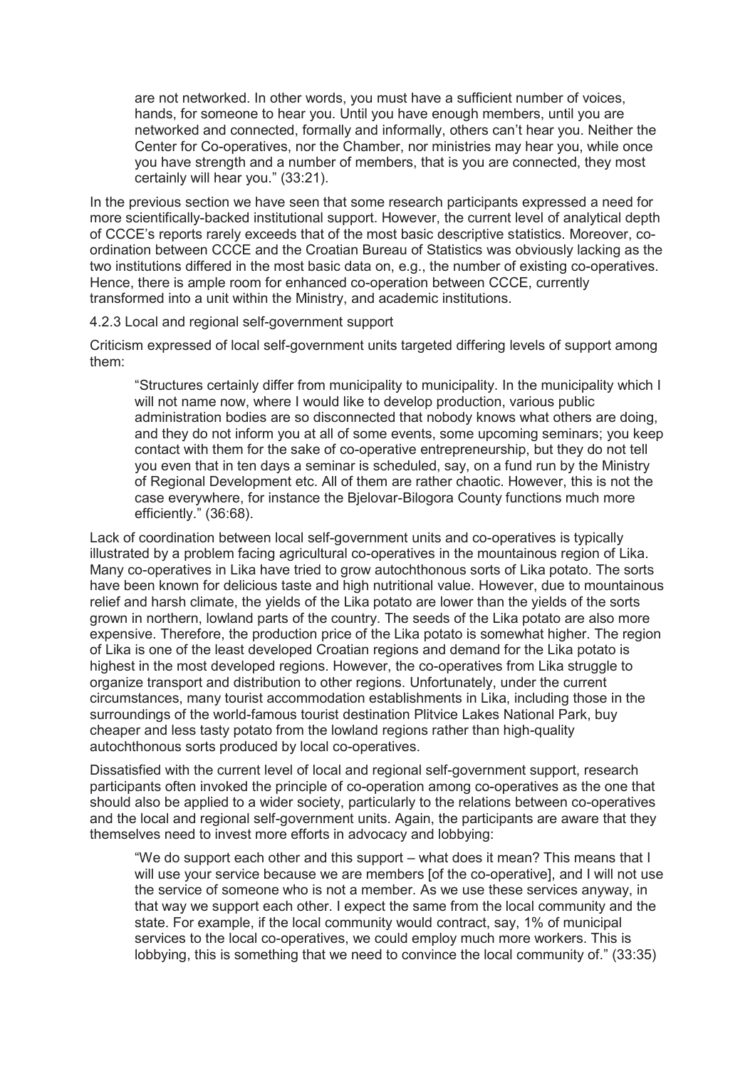> are not networked. In other words, you must have a sufficient number of voices, hands, for someone to hear you. Until you have enough members, until you are networked and connected, formally and informally, others can't hear you. Neither the Center for Co-operatives, nor the Chamber, nor ministries may hear you, while once you have strength and a number of members, that is you are connected, they most certainly will hear you." (33:21).

In the previous section we have seen that some research participants expressed a need for more scientifically-backed institutional support. However, the current level of analytical depth of CCCE's reports rarely exceeds that of the most basic descriptive statistics. Moreover, co-ordination between CCCE and the Croatian Bureau of Statistics was obviously lacking as the two institutions differed in the most basic data on, e.g., the number of existing co-operatives. Hence, there is ample room for enhanced co-operation between CCCE, currently transformed into a unit within the Ministry, and academic institutions.

### 4.2.3 Local and regional self-government support

Criticism expressed of local self-government units targeted differing levels of support among them:

> "Structures certainly differ from municipality to municipality. In the municipality which I will not name now, where I would like to develop production, various public administration bodies are so disconnected that nobody knows what others are doing, and they do not inform you at all of some events, some upcoming seminars; you keep contact with them for the sake of co-operative entrepreneurship, but they do not tell you even that in ten days a seminar is scheduled, say, on a fund run by the Ministry of Regional Development etc. All of them are rather chaotic. However, this is not the case everywhere, for instance the Bjelovar-Bilogora County functions much more efficiently." (36:68).

Lack of coordination between local self-government units and co-operatives is typically illustrated by a problem facing agricultural co-operatives in the mountainous region of Lika. Many co-operatives in Lika have tried to grow autochthonous sorts of Lika potato. The sorts have been known for delicious taste and high nutritional value. However, due to mountainous relief and harsh climate, the yields of the Lika potato are lower than the yields of the sorts grown in northern, lowland parts of the country. The seeds of the Lika potato are also more expensive. Therefore, the production price of the Lika potato is somewhat higher. The region of Lika is one of the least developed Croatian regions and demand for the Lika potato is highest in the most developed regions. However, the co-operatives from Lika struggle to organize transport and distribution to other regions. Unfortunately, under the current circumstances, many tourist accommodation establishments in Lika, including those in the surroundings of the world-famous tourist destination Plitvice Lakes National Park, buy cheaper and less tasty potato from the lowland regions rather than high-quality autochthonous sorts produced by local co-operatives.

Dissatisfied with the current level of local and regional self-government support, research participants often invoked the principle of co-operation among co-operatives as the one that should also be applied to a wider society, particularly to the relations between co-operatives and the local and regional self-government units. Again, the participants are aware that they themselves need to invest more efforts in advocacy and lobbying:

> "We do support each other and this support – what does it mean? This means that I will use your service because we are members [of the co-operative], and I will not use the service of someone who is not a member. As we use these services anyway, in that way we support each other. I expect the same from the local community and the state. For example, if the local community would contract, say, 1% of municipal services to the local co-operatives, we could employ much more workers. This is lobbying, this is something that we need to convince the local community of." (33:35)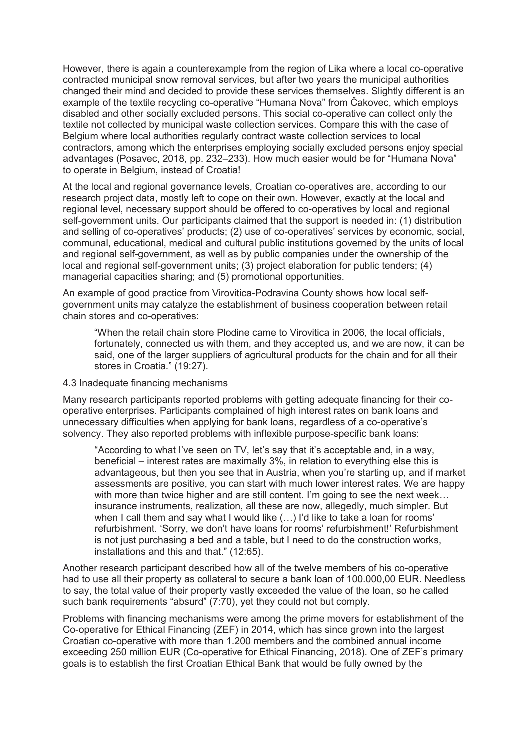However, there is again a counterexample from the region of Lika where a local co-operative contracted municipal snow removal services, but after two years the municipal authorities changed their mind and decided to provide these services themselves. Slightly different is an example of the textile recycling co-operative "Humana Nova" from Čakovec, which employs disabled and other socially excluded persons. This social co-operative can collect only the textile not collected by municipal waste collection services. Compare this with the case of Belgium where local authorities regularly contract waste collection services to local contractors, among which the enterprises employing socially excluded persons enjoy special advantages (Posavec, 2018, pp. 232–233). How much easier would be for "Humana Nova" to operate in Belgium, instead of Croatia!

At the local and regional governance levels, Croatian co-operatives are, according to our research project data, mostly left to cope on their own. However, exactly at the local and regional level, necessary support should be offered to co-operatives by local and regional self-government units. Our participants claimed that the support is needed in: (1) distribution and selling of co-operatives' products; (2) use of co-operatives' services by economic, social, communal, educational, medical and cultural public institutions governed by the units of local and regional self-government, as well as by public companies under the ownership of the local and regional self-government units; (3) project elaboration for public tenders; (4) managerial capacities sharing; and (5) promotional opportunities.

An example of good practice from Virovitica-Podravina County shows how local self-government units may catalyze the establishment of business cooperation between retail chain stores and co-operatives:

> "When the retail chain store Plodine came to Virovitica in 2006, the local officials, fortunately, connected us with them, and they accepted us, and we are now, it can be said, one of the larger suppliers of agricultural products for the chain and for all their stores in Croatia." (19:27).

### 4.3 Inadequate financing mechanisms

Many research participants reported problems with getting adequate financing for their co-operative enterprises. Participants complained of high interest rates on bank loans and unnecessary difficulties when applying for bank loans, regardless of a co-operative's solvency. They also reported problems with inflexible purpose-specific bank loans:

> "According to what I've seen on TV, let's say that it's acceptable and, in a way, beneficial – interest rates are maximally 3%, in relation to everything else this is advantageous, but then you see that in Austria, when you're starting up, and if market assessments are positive, you can start with much lower interest rates. We are happy with more than twice higher and are still content. I'm going to see the next week… insurance instruments, realization, all these are now, allegedly, much simpler. But when I call them and say what I would like (…) I'd like to take a loan for rooms' refurbishment. 'Sorry, we don't have loans for rooms' refurbishment!' Refurbishment is not just purchasing a bed and a table, but I need to do the construction works, installations and this and that." (12:65).

Another research participant described how all of the twelve members of his co-operative had to use all their property as collateral to secure a bank loan of 100.000,00 EUR. Needless to say, the total value of their property vastly exceeded the value of the loan, so he called such bank requirements "absurd" (7:70), yet they could not but comply.

Problems with financing mechanisms were among the prime movers for establishment of the Co-operative for Ethical Financing (ZEF) in 2014, which has since grown into the largest Croatian co-operative with more than 1.200 members and the combined annual income exceeding 250 million EUR (Co-operative for Ethical Financing, 2018). One of ZEF's primary goals is to establish the first Croatian Ethical Bank that would be fully owned by the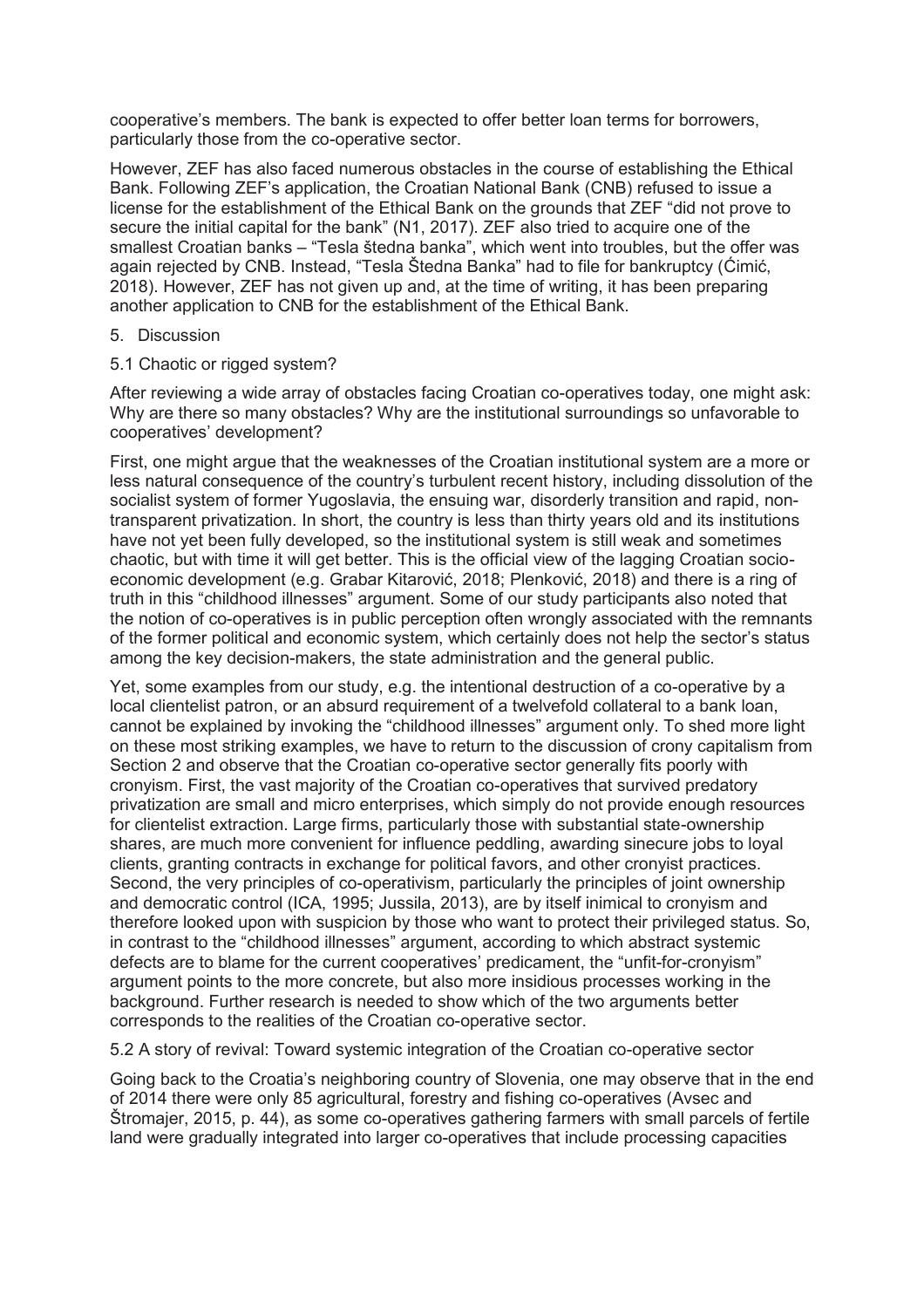cooperative's members. The bank is expected to offer better loan terms for borrowers, particularly those from the co-operative sector.

However, ZEF has also faced numerous obstacles in the course of establishing the Ethical Bank. Following ZEF's application, the Croatian National Bank (CNB) refused to issue a license for the establishment of the Ethical Bank on the grounds that ZEF "did not prove to secure the initial capital for the bank" (N1, 2017). ZEF also tried to acquire one of the smallest Croatian banks – "Tesla štedna banka", which went into troubles, but the offer was again rejected by CNB. Instead, "Tesla Štedna Banka" had to file for bankruptcy (Ćimić, 2018). However, ZEF has not given up and, at the time of writing, it has been preparing another application to CNB for the establishment of the Ethical Bank.

## 5. Discussion

### 5.1 Chaotic or rigged system?

After reviewing a wide array of obstacles facing Croatian co-operatives today, one might ask: Why are there so many obstacles? Why are the institutional surroundings so unfavorable to cooperatives' development?

First, one might argue that the weaknesses of the Croatian institutional system are a more or less natural consequence of the country's turbulent recent history, including dissolution of the socialist system of former Yugoslavia, the ensuing war, disorderly transition and rapid, non-transparent privatization. In short, the country is less than thirty years old and its institutions have not yet been fully developed, so the institutional system is still weak and sometimes chaotic, but with time it will get better. This is the official view of the lagging Croatian socio-economic development (e.g. Grabar Kitarović, 2018; Plenković, 2018) and there is a ring of truth in this "childhood illnesses" argument. Some of our study participants also noted that the notion of co-operatives is in public perception often wrongly associated with the remnants of the former political and economic system, which certainly does not help the sector's status among the key decision-makers, the state administration and the general public.

Yet, some examples from our study, e.g. the intentional destruction of a co-operative by a local clientelist patron, or an absurd requirement of a twelvefold collateral to a bank loan, cannot be explained by invoking the "childhood illnesses" argument only. To shed more light on these most striking examples, we have to return to the discussion of crony capitalism from Section 2 and observe that the Croatian co-operative sector generally fits poorly with cronyism. First, the vast majority of the Croatian co-operatives that survived predatory privatization are small and micro enterprises, which simply do not provide enough resources for clientelist extraction. Large firms, particularly those with substantial state-ownership shares, are much more convenient for influence peddling, awarding sinecure jobs to loyal clients, granting contracts in exchange for political favors, and other cronyist practices. Second, the very principles of co-operativism, particularly the principles of joint ownership and democratic control (ICA, 1995; Jussila, 2013), are by itself inimical to cronyism and therefore looked upon with suspicion by those who want to protect their privileged status. So, in contrast to the "childhood illnesses" argument, according to which abstract systemic defects are to blame for the current cooperatives' predicament, the "unfit-for-cronyism" argument points to the more concrete, but also more insidious processes working in the background. Further research is needed to show which of the two arguments better corresponds to the realities of the Croatian co-operative sector.

### 5.2 A story of revival: Toward systemic integration of the Croatian co-operative sector

Going back to the Croatia's neighboring country of Slovenia, one may observe that in the end of 2014 there were only 85 agricultural, forestry and fishing co-operatives (Avsec and Štromajer, 2015, p. 44), as some co-operatives gathering farmers with small parcels of fertile land were gradually integrated into larger co-operatives that include processing capacities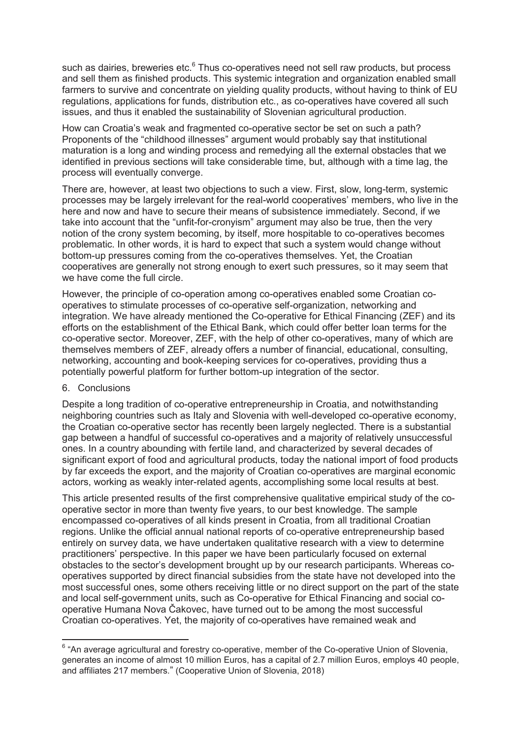such as dairies, breweries etc.[6] Thus co-operatives need not sell raw products, but process and sell them as finished products. This systemic integration and organization enabled small farmers to survive and concentrate on yielding quality products, without having to think of EU regulations, applications for funds, distribution etc., as co-operatives have covered all such issues, and thus it enabled the sustainability of Slovenian agricultural production.

How can Croatia's weak and fragmented co-operative sector be set on such a path? Proponents of the "childhood illnesses" argument would probably say that institutional maturation is a long and winding process and remedying all the external obstacles that we identified in previous sections will take considerable time, but, although with a time lag, the process will eventually converge.

There are, however, at least two objections to such a view. First, slow, long-term, systemic processes may be largely irrelevant for the real-world cooperatives' members, who live in the here and now and have to secure their means of subsistence immediately. Second, if we take into account that the "unfit-for-cronyism" argument may also be true, then the very notion of the crony system becoming, by itself, more hospitable to co-operatives becomes problematic. In other words, it is hard to expect that such a system would change without bottom-up pressures coming from the co-operatives themselves. Yet, the Croatian cooperatives are generally not strong enough to exert such pressures, so it may seem that we have come the full circle.

However, the principle of co-operation among co-operatives enabled some Croatian co-operatives to stimulate processes of co-operative self-organization, networking and integration. We have already mentioned the Co-operative for Ethical Financing (ZEF) and its efforts on the establishment of the Ethical Bank, which could offer better loan terms for the co-operative sector. Moreover, ZEF, with the help of other co-operatives, many of which are themselves members of ZEF, already offers a number of financial, educational, consulting, networking, accounting and book-keeping services for co-operatives, providing thus a potentially powerful platform for further bottom-up integration of the sector.

## 6. Conclusions

Despite a long tradition of co-operative entrepreneurship in Croatia, and notwithstanding neighboring countries such as Italy and Slovenia with well-developed co-operative economy, the Croatian co-operative sector has recently been largely neglected. There is a substantial gap between a handful of successful co-operatives and a majority of relatively unsuccessful ones. In a country abounding with fertile land, and characterized by several decades of significant export of food and agricultural products, today the national import of food products by far exceeds the export, and the majority of Croatian co-operatives are marginal economic actors, working as weakly inter-related agents, accomplishing some local results at best.

This article presented results of the first comprehensive qualitative empirical study of the co-operative sector in more than twenty five years, to our best knowledge. The sample encompassed co-operatives of all kinds present in Croatia, from all traditional Croatian regions. Unlike the official annual national reports of co-operative entrepreneurship based entirely on survey data, we have undertaken qualitative research with a view to determine practitioners' perspective. In this paper we have been particularly focused on external obstacles to the sector's development brought up by our research participants. Whereas co-operatives supported by direct financial subsidies from the state have not developed into the most successful ones, some others receiving little or no direct support on the part of the state and local self-government units, such as Co-operative for Ethical Financing and social co-operative Humana Nova Čakovec, have turned out to be among the most successful Croatian co-operatives. Yet, the majority of co-operatives have remained weak and

---

[6] "An average agricultural and forestry co-operative, member of the Co-operative Union of Slovenia, generates an income of almost 10 million Euros, has a capital of 2.7 million Euros, employs 40 people, and affiliates 217 members." (Cooperative Union of Slovenia, 2018)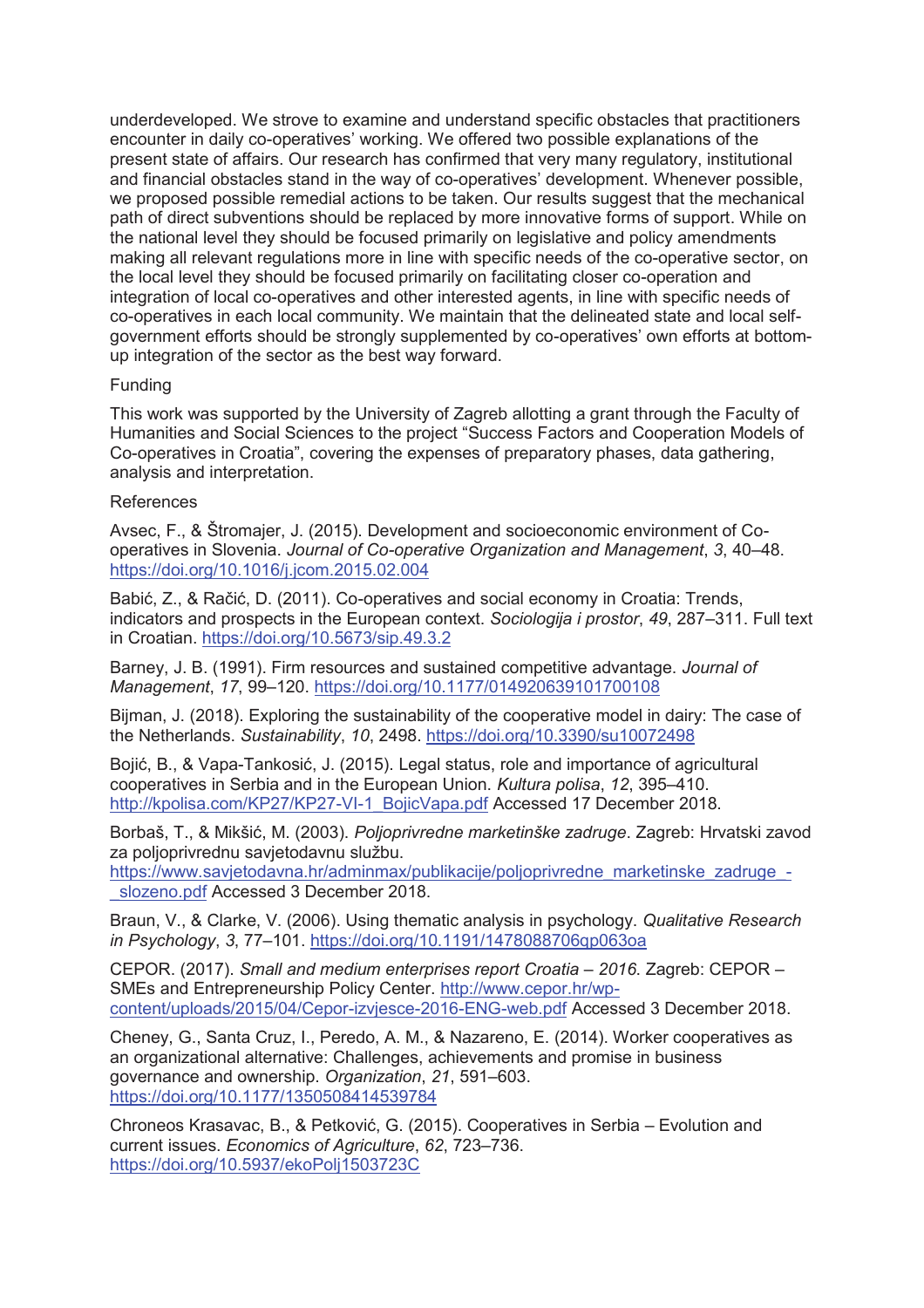underdeveloped. We strove to examine and understand specific obstacles that practitioners encounter in daily co-operatives' working. We offered two possible explanations of the present state of affairs. Our research has confirmed that very many regulatory, institutional and financial obstacles stand in the way of co-operatives' development. Whenever possible, we proposed possible remedial actions to be taken. Our results suggest that the mechanical path of direct subventions should be replaced by more innovative forms of support. While on the national level they should be focused primarily on legislative and policy amendments making all relevant regulations more in line with specific needs of the co-operative sector, on the local level they should be focused primarily on facilitating closer co-operation and integration of local co-operatives and other interested agents, in line with specific needs of co-operatives in each local community. We maintain that the delineated state and local self-government efforts should be strongly supplemented by co-operatives' own efforts at bottom-up integration of the sector as the best way forward.

## Funding

This work was supported by the University of Zagreb allotting a grant through the Faculty of Humanities and Social Sciences to the project "Success Factors and Cooperation Models of Co-operatives in Croatia", covering the expenses of preparatory phases, data gathering, analysis and interpretation.

## References

Avsec, F., & Štromajer, J. (2015). Development and socioeconomic environment of Co-operatives in Slovenia. *Journal of Co-operative Organization and Management*, *3*, 40–48. https://doi.org/10.1016/j.jcom.2015.02.004

Babić, Z., & Račić, D. (2011). Co-operatives and social economy in Croatia: Trends, indicators and prospects in the European context. *Sociologija i prostor*, *49*, 287–311. Full text in Croatian. https://doi.org/10.5673/sip.49.3.2

Barney, J. B. (1991). Firm resources and sustained competitive advantage. *Journal of Management*, *17*, 99–120. https://doi.org/10.1177/014920639101700108

Bijman, J. (2018). Exploring the sustainability of the cooperative model in dairy: The case of the Netherlands. *Sustainability*, *10*, 2498. https://doi.org/10.3390/su10072498

Bojić, B., & Vapa-Tankosić, J. (2015). Legal status, role and importance of agricultural cooperatives in Serbia and in the European Union. *Kultura polisa*, *12*, 395–410. http://kpolisa.com/KP27/KP27-VI-1_BojicVapa.pdf Accessed 17 December 2018.

Borbaš, T., & Mikšić, M. (2003). *Poljoprivredne marketinške zadruge*. Zagreb: Hrvatski zavod za poljoprivrednu savjetodavnu službu. https://www.savjetodavna.hr/adminmax/publikacije/poljoprivredne_marketinske_zadruge_-_slozeno.pdf Accessed 3 December 2018.

Braun, V., & Clarke, V. (2006). Using thematic analysis in psychology. *Qualitative Research in Psychology*, *3*, 77–101. https://doi.org/10.1191/1478088706qp063oa

CEPOR. (2017). *Small and medium enterprises report Croatia – 2016*. Zagreb: CEPOR – SMEs and Entrepreneurship Policy Center. http://www.cepor.hr/wp-content/uploads/2015/04/Cepor-izvjesce-2016-ENG-web.pdf Accessed 3 December 2018.

Cheney, G., Santa Cruz, I., Peredo, A. M., & Nazareno, E. (2014). Worker cooperatives as an organizational alternative: Challenges, achievements and promise in business governance and ownership. *Organization*, *21*, 591–603. https://doi.org/10.1177/1350508414539784

Chroneos Krasavac, B., & Petković, G. (2015). Cooperatives in Serbia – Evolution and current issues. *Economics of Agriculture*, *62*, 723–736. https://doi.org/10.5937/ekoPolj1503723C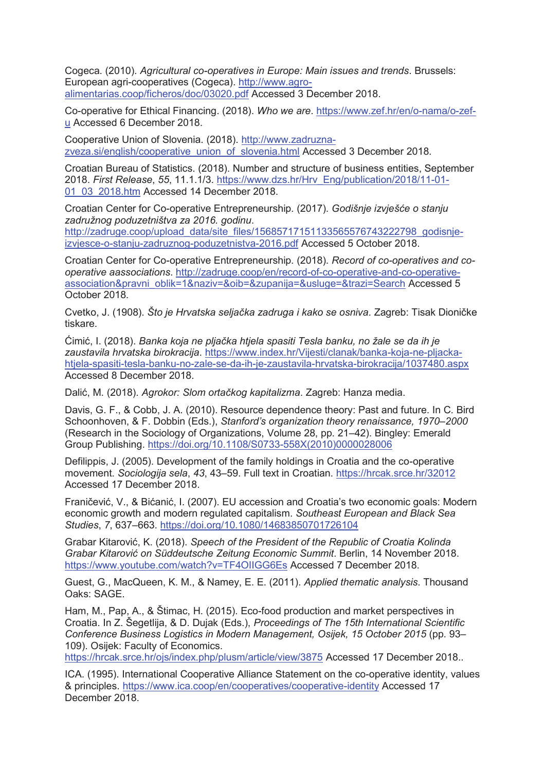Cogeca. (2010). *Agricultural co-operatives in Europe: Main issues and trends*. Brussels: European agri-cooperatives (Cogeca). http://www.agro-alimentarias.coop/ficheros/doc/03020.pdf Accessed 3 December 2018.

Co-operative for Ethical Financing. (2018). *Who we are*. https://www.zef.hr/en/o-nama/o-zef-u Accessed 6 December 2018.

Cooperative Union of Slovenia. (2018). http://www.zadruzna-zveza.si/english/cooperative_union_of_slovenia.html Accessed 3 December 2018.

Croatian Bureau of Statistics. (2018). Number and structure of business entities, September 2018. *First Release*, *55*, 11.1.1/3. https://www.dzs.hr/Hrv_Eng/publication/2018/11-01-01_03_2018.htm Accessed 14 December 2018.

Croatian Center for Co-operative Entrepreneurship. (2017). *Godišnje izvješće o stanju zadružnog poduzetništva za 2016. godinu*. http://zadruge.coop/upload_data/site_files/156857171511335655767432227​98_godisnje-izvjesce-o-stanju-zadruznog-poduzetnistva-2016.pdf Accessed 5 October 2018.

Croatian Center for Co-operative Entrepreneurship. (2018). *Record of co-operatives and co-operative aassociations*. http://zadruge.coop/en/record-of-co-operative-and-co-operative-association&pravni_oblik=1&naziv=&oib=&zupanija=&usluge=&trazi=Search Accessed 5 October 2018.

Cvetko, J. (1908). *Što je Hrvatska seljačka zadruga i kako se osniva*. Zagreb: Tisak Dioničke tiskare.

Ćimić, I. (2018). *Banka koja ne pljačka htjela spasiti Tesla banku, no žale se da ih je zaustavila hrvatska birokracija*. https://www.index.hr/Vijesti/clanak/banka-koja-ne-pljacka-htjela-spasiti-tesla-banku-no-zale-se-da-ih-je-zaustavila-hrvatska-birokracija/1037480.aspx Accessed 8 December 2018.

Dalić, M. (2018). *Agrokor: Slom ortačkog kapitalizma*. Zagreb: Hanza media.

Davis, G. F., & Cobb, J. A. (2010). Resource dependence theory: Past and future. In C. Bird Schoonhoven, & F. Dobbin (Eds.), *Stanford's organization theory renaissance, 1970–2000* (Research in the Sociology of Organizations, Volume 28, pp. 21–42). Bingley: Emerald Group Publishing. https://doi.org/10.1108/S0733-558X(2010)0000028006

Defilippis, J. (2005). Development of the family holdings in Croatia and the co-operative movement. *Sociologija sela*, *43*, 43–59. Full text in Croatian. https://hrcak.srce.hr/32012 Accessed 17 December 2018.

Franičević, V., & Bićanić, I. (2007). EU accession and Croatia's two economic goals: Modern economic growth and modern regulated capitalism. *Southeast European and Black Sea Studies*, *7*, 637–663. https://doi.org/10.1080/14683850701726104

Grabar Kitarović, K. (2018). *Speech of the President of the Republic of Croatia Kolinda Grabar Kitarović on Süddeutsche Zeitung Economic Summit*. Berlin, 14 November 2018. https://www.youtube.com/watch?v=TF4OIIGG6Es Accessed 7 December 2018.

Guest, G., MacQueen, K. M., & Namey, E. E. (2011). *Applied thematic analysis*. Thousand Oaks: SAGE.

Ham, M., Pap, A., & Štimac, H. (2015). Eco-food production and market perspectives in Croatia. In Z. Šegetlija, & D. Dujak (Eds.), *Proceedings of The 15th International Scientific Conference Business Logistics in Modern Management, Osijek, 15 October 2015* (pp. 93–109). Osijek: Faculty of Economics. https://hrcak.srce.hr/ojs/index.php/plusm/article/view/3875 Accessed 17 December 2018..

ICA. (1995). International Cooperative Alliance Statement on the co-operative identity, values & principles. https://www.ica.coop/en/cooperatives/cooperative-identity Accessed 17 December 2018.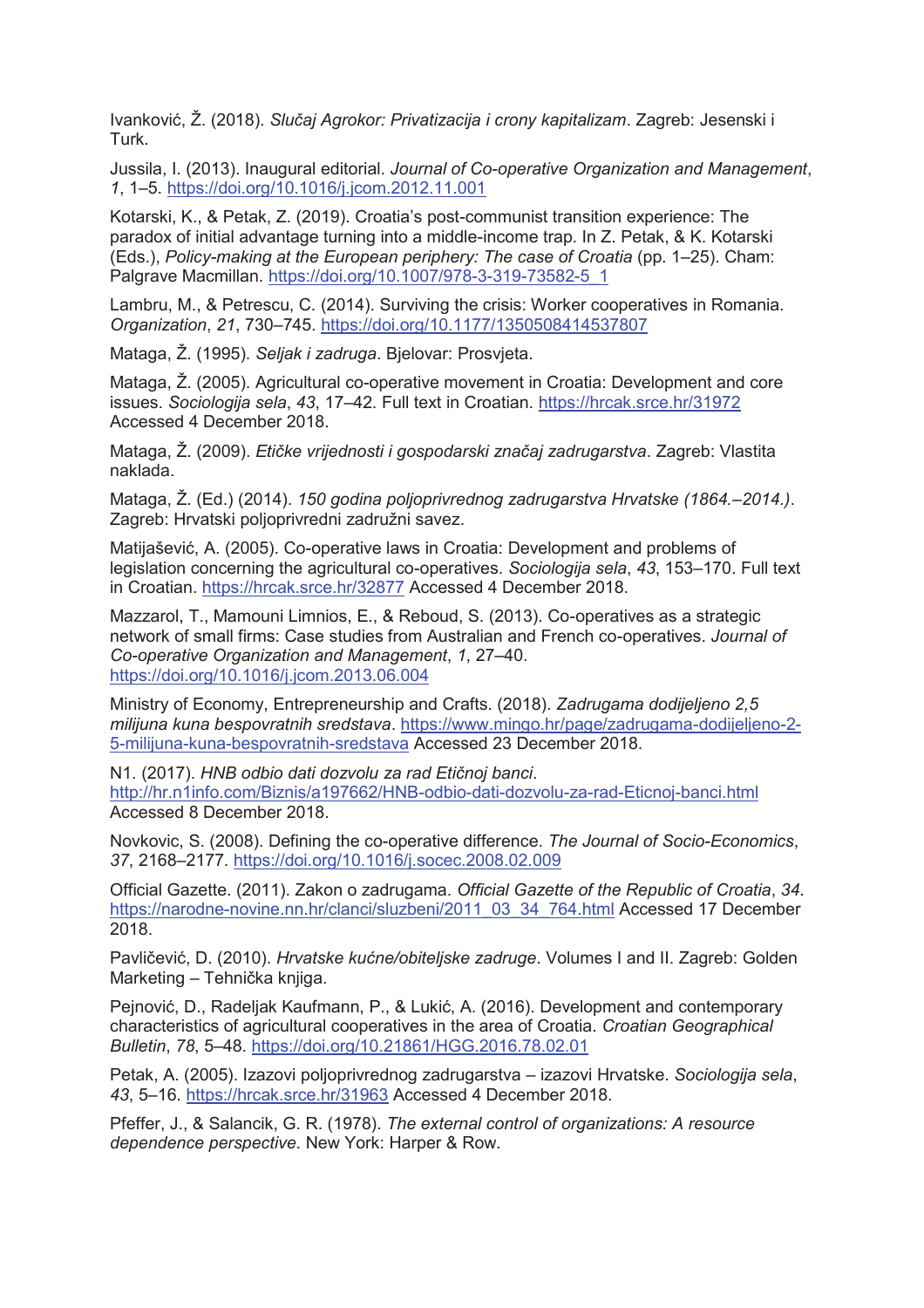Ivanković, Ž. (2018). *Slučaj Agrokor: Privatizacija i crony kapitalizam*. Zagreb: Jesenski i Turk.

Jussila, I. (2013). Inaugural editorial. *Journal of Co-operative Organization and Management*, *1*, 1–5. https://doi.org/10.1016/j.jcom.2012.11.001

Kotarski, K., & Petak, Z. (2019). Croatia's post-communist transition experience: The paradox of initial advantage turning into a middle-income trap. In Z. Petak, & K. Kotarski (Eds.), *Policy-making at the European periphery: The case of Croatia* (pp. 1–25). Cham: Palgrave Macmillan. https://doi.org/10.1007/978-3-319-73582-5_1

Lambru, M., & Petrescu, C. (2014). Surviving the crisis: Worker cooperatives in Romania. *Organization*, *21*, 730–745. https://doi.org/10.1177/1350508414537807

Mataga, Ž. (1995). *Seljak i zadruga*. Bjelovar: Prosvjeta.

Mataga, Ž. (2005). Agricultural co-operative movement in Croatia: Development and core issues. *Sociologija sela*, *43*, 17–42. Full text in Croatian. https://hrcak.srce.hr/31972 Accessed 4 December 2018.

Mataga, Ž. (2009). *Etičke vrijednosti i gospodarski značaj zadrugarstva*. Zagreb: Vlastita naklada.

Mataga, Ž. (Ed.) (2014). *150 godina poljoprivrednog zadrugarstva Hrvatske (1864.–2014.)*. Zagreb: Hrvatski poljoprivredni zadružni savez.

Matijašević, A. (2005). Co-operative laws in Croatia: Development and problems of legislation concerning the agricultural co-operatives. *Sociologija sela*, *43*, 153–170. Full text in Croatian. https://hrcak.srce.hr/32877 Accessed 4 December 2018.

Mazzarol, T., Mamouni Limnios, E., & Reboud, S. (2013). Co-operatives as a strategic network of small firms: Case studies from Australian and French co-operatives. *Journal of Co-operative Organization and Management*, *1*, 27–40. https://doi.org/10.1016/j.jcom.2013.06.004

Ministry of Economy, Entrepreneurship and Crafts. (2018). *Zadrugama dodijeljeno 2,5 milijuna kuna bespovratnih sredstava*. https://www.mingo.hr/page/zadrugama-dodijeljeno-2-5-milijuna-kuna-bespovratnih-sredstava Accessed 23 December 2018.

N1. (2017). *HNB odbio dati dozvolu za rad Etičnoj banci*. http://hr.n1info.com/Biznis/a197662/HNB-odbio-dati-dozvolu-za-rad-Eticnoj-banci.html Accessed 8 December 2018.

Novkovic, S. (2008). Defining the co-operative difference. *The Journal of Socio-Economics*, *37*, 2168–2177. https://doi.org/10.1016/j.socec.2008.02.009

Official Gazette. (2011). Zakon o zadrugama. *Official Gazette of the Republic of Croatia*, *34*. https://narodne-novine.nn.hr/clanci/sluzbeni/2011_03_34_764.html Accessed 17 December 2018.

Pavličević, D. (2010). *Hrvatske kućne/obiteljske zadruge*. Volumes I and II. Zagreb: Golden Marketing – Tehnička knjiga.

Pejnović, D., Radeljak Kaufmann, P., & Lukić, A. (2016). Development and contemporary characteristics of agricultural cooperatives in the area of Croatia. *Croatian Geographical Bulletin*, *78*, 5–48. https://doi.org/10.21861/HGG.2016.78.02.01

Petak, A. (2005). Izazovi poljoprivrednog zadrugarstva – izazovi Hrvatske. *Sociologija sela*, *43*, 5–16. https://hrcak.srce.hr/31963 Accessed 4 December 2018.

Pfeffer, J., & Salancik, G. R. (1978). *The external control of organizations: A resource dependence perspective*. New York: Harper & Row.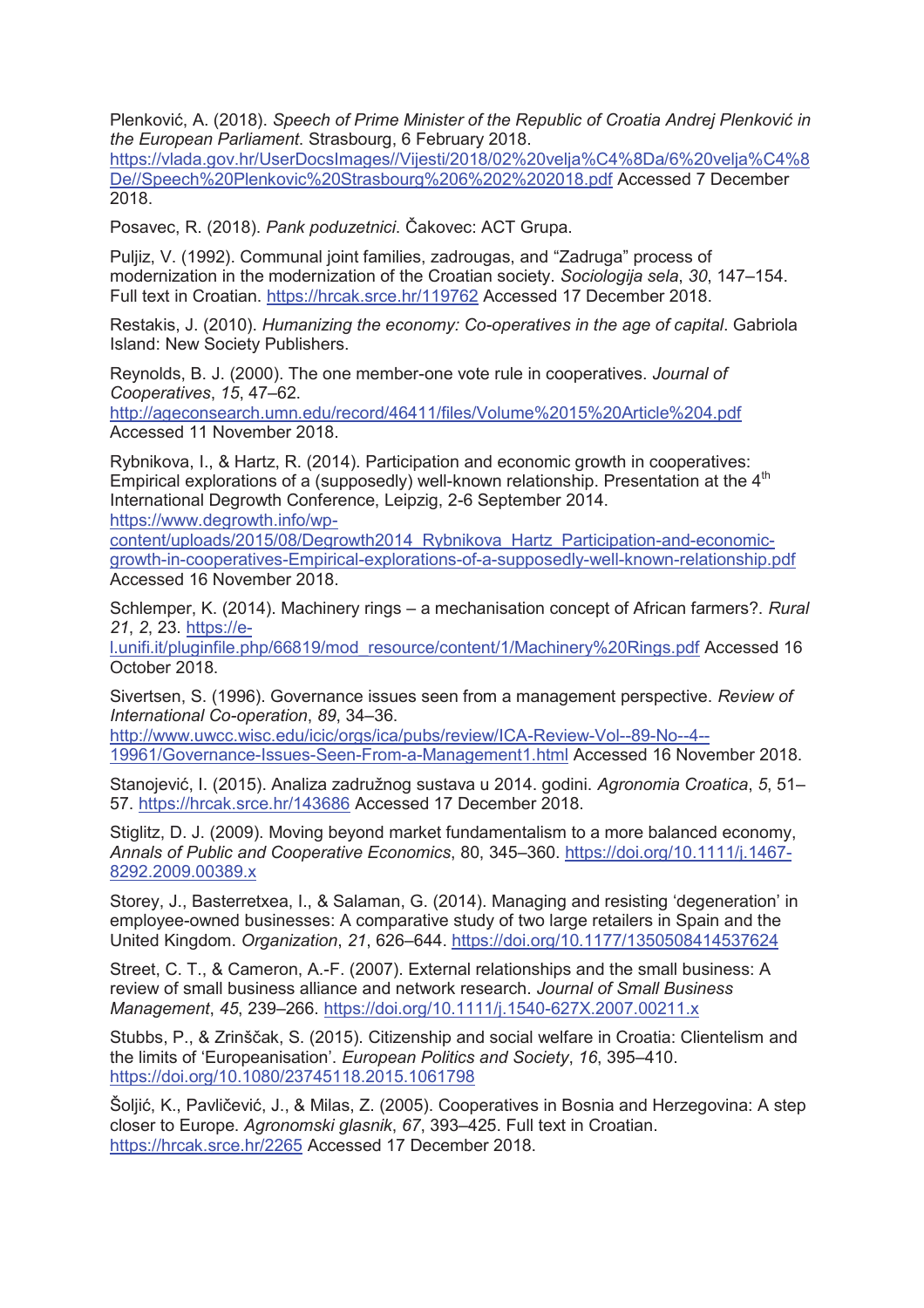Plenković, A. (2018). *Speech of Prime Minister of the Republic of Croatia Andrej Plenković in the European Parliament*. Strasbourg, 6 February 2018. https://vlada.gov.hr/UserDocsImages//Vijesti/2018/02%20velja%C4%8Da/6%20velja%C4%8De//Speech%20Plenkovic%20Strasbourg%206%202%202018.pdf Accessed 7 December 2018.

Posavec, R. (2018). *Pank poduzetnici*. Čakovec: ACT Grupa.

Puljiz, V. (1992). Communal joint families, zadrougas, and "Zadruga" process of modernization in the modernization of the Croatian society. *Sociologija sela*, *30*, 147–154. Full text in Croatian. https://hrcak.srce.hr/119762 Accessed 17 December 2018.

Restakis, J. (2010). *Humanizing the economy: Co-operatives in the age of capital*. Gabriola Island: New Society Publishers.

Reynolds, B. J. (2000). The one member-one vote rule in cooperatives. *Journal of Cooperatives*, *15*, 47–62. http://ageconsearch.umn.edu/record/46411/files/Volume%2015%20Article%204.pdf Accessed 11 November 2018.

Rybnikova, I., & Hartz, R. (2014). Participation and economic growth in cooperatives: Empirical explorations of a (supposedly) well-known relationship. Presentation at the 4th International Degrowth Conference, Leipzig, 2-6 September 2014. https://www.degrowth.info/wp-content/uploads/2015/08/Degrowth2014_Rybnikova_Hartz_Participation-and-economic-growth-in-cooperatives-Empirical-explorations-of-a-supposedly-well-known-relationship.pdf Accessed 16 November 2018.

Schlemper, K. (2014). Machinery rings – a mechanisation concept of African farmers?. *Rural 21*, *2*, 23. https://e-l.unifi.it/pluginfile.php/66819/mod_resource/content/1/Machinery%20Rings.pdf Accessed 16 October 2018.

Sivertsen, S. (1996). Governance issues seen from a management perspective. *Review of International Co-operation*, *89*, 34–36. http://www.uwcc.wisc.edu/icic/orgs/ica/pubs/review/ICA-Review-Vol--89-No--4--19961/Governance-Issues-Seen-From-a-Management1.html Accessed 16 November 2018.

Stanojević, I. (2015). Analiza zadružnog sustava u 2014. godini. *Agronomia Croatica*, *5*, 51–57. https://hrcak.srce.hr/143686 Accessed 17 December 2018.

Stiglitz, D. J. (2009). Moving beyond market fundamentalism to a more balanced economy, *Annals of Public and Cooperative Economics*, 80, 345–360. https://doi.org/10.1111/j.1467-8292.2009.00389.x

Storey, J., Basterretxea, I., & Salaman, G. (2014). Managing and resisting 'degeneration' in employee-owned businesses: A comparative study of two large retailers in Spain and the United Kingdom. *Organization*, *21*, 626–644. https://doi.org/10.1177/1350508414537624

Street, C. T., & Cameron, A.-F. (2007). External relationships and the small business: A review of small business alliance and network research. *Journal of Small Business Management*, *45*, 239–266. https://doi.org/10.1111/j.1540-627X.2007.00211.x

Stubbs, P., & Zrinščak, S. (2015). Citizenship and social welfare in Croatia: Clientelism and the limits of 'Europeanisation'. *European Politics and Society*, *16*, 395–410. https://doi.org/10.1080/23745118.2015.1061798

Šoljić, K., Pavličević, J., & Milas, Z. (2005). Cooperatives in Bosnia and Herzegovina: A step closer to Europe. *Agronomski glasnik*, *67*, 393–425. Full text in Croatian. https://hrcak.srce.hr/2265 Accessed 17 December 2018.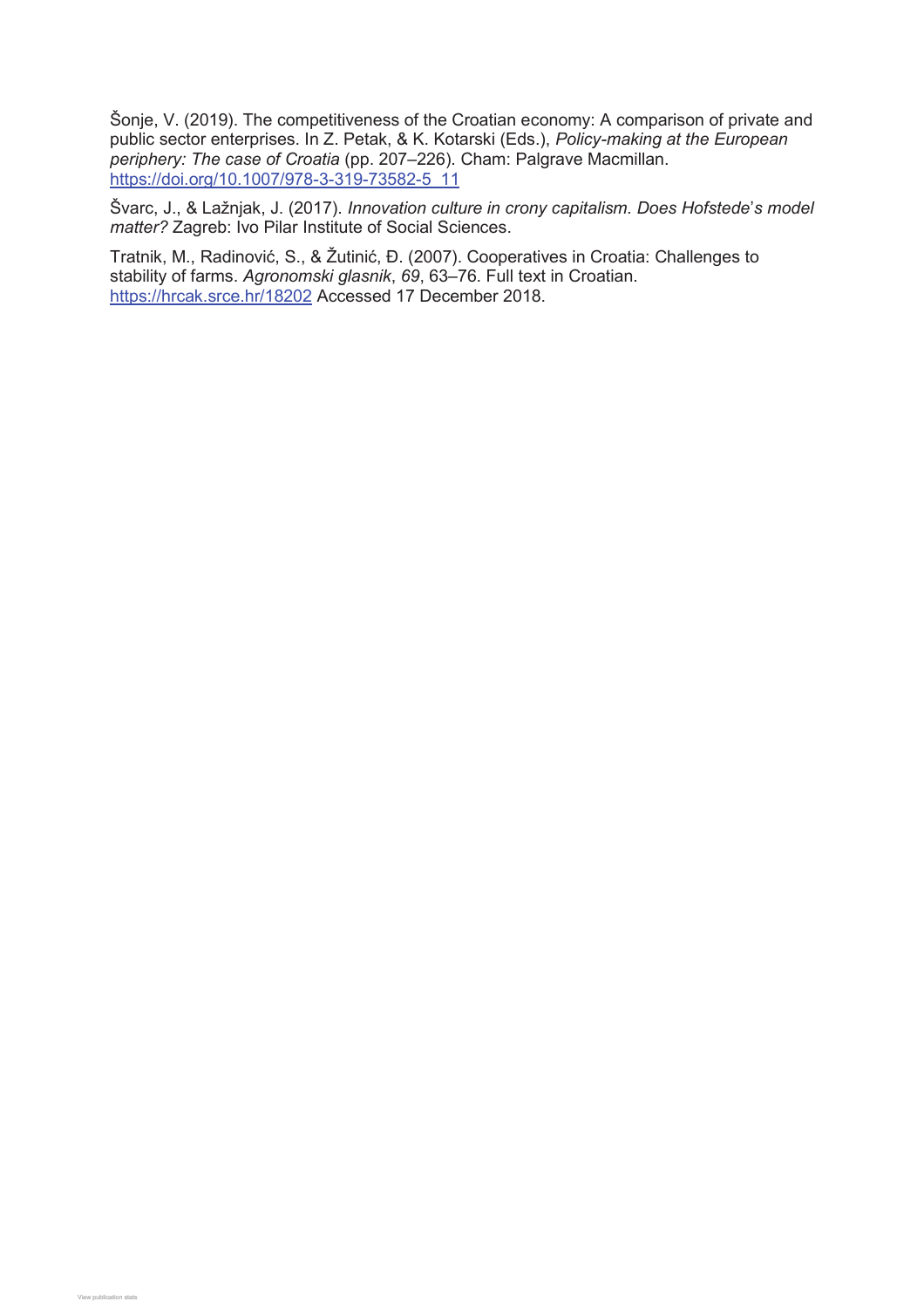Šonje, V. (2019). The competitiveness of the Croatian economy: A comparison of private and public sector enterprises. In Z. Petak, & K. Kotarski (Eds.), *Policy-making at the European periphery: The case of Croatia* (pp. 207–226). Cham: Palgrave Macmillan. https://doi.org/10.1007/978-3-319-73582-5_11

Švarc, J., & Lažnjak, J. (2017). *Innovation culture in crony capitalism. Does Hofstede's model matter?* Zagreb: Ivo Pilar Institute of Social Sciences.

Tratnik, M., Radinović, S., & Žutinić, Đ. (2007). Cooperatives in Croatia: Challenges to stability of farms. *Agronomski glasnik*, *69*, 63–76. Full text in Croatian. https://hrcak.srce.hr/18202 Accessed 17 December 2018.